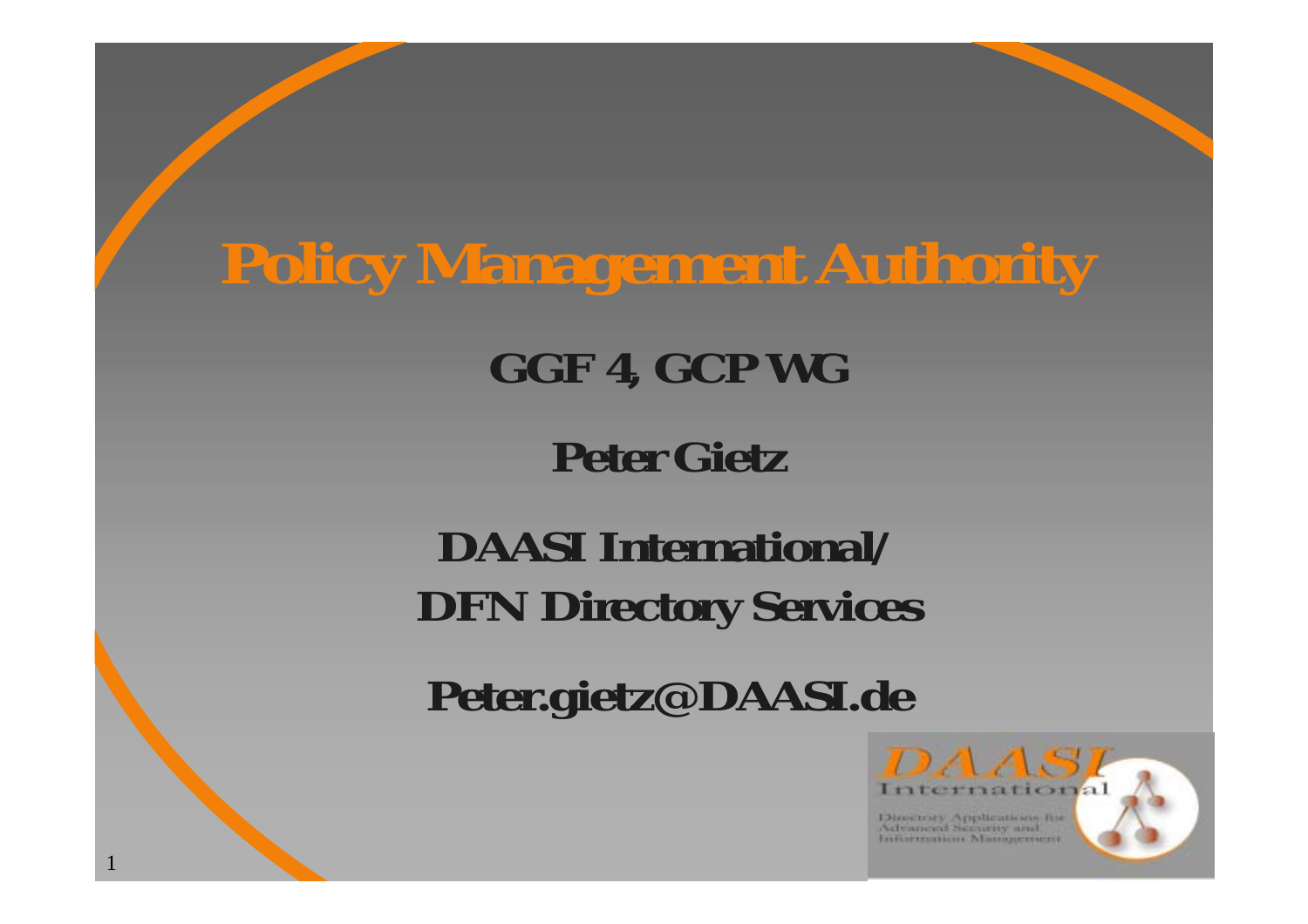# Policy Management Authority

**GGF 4, GCP WG**

**Peter Gietz**

**DAASI International/**
**DFN Directory Services**

**Peter.gietz@DAASI.de**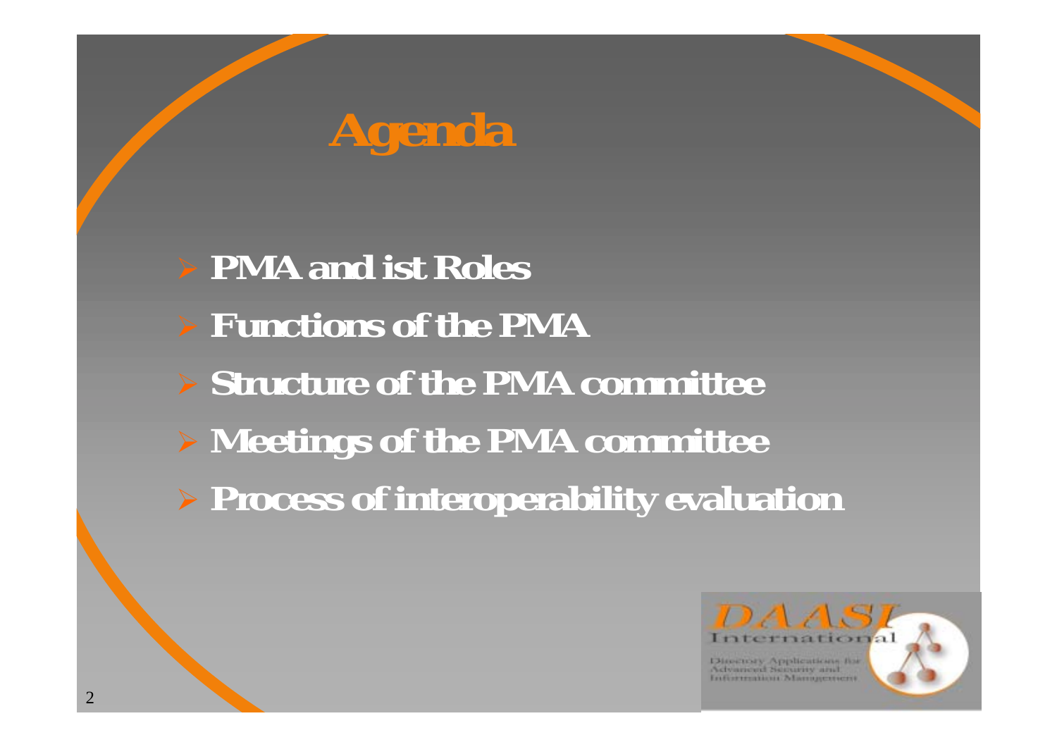# Agenda

- PMA and ist Roles
- Functions of the PMA
- Structure of the PMA committee
- Meetings of the PMA committee
- Process of interoperability evaluation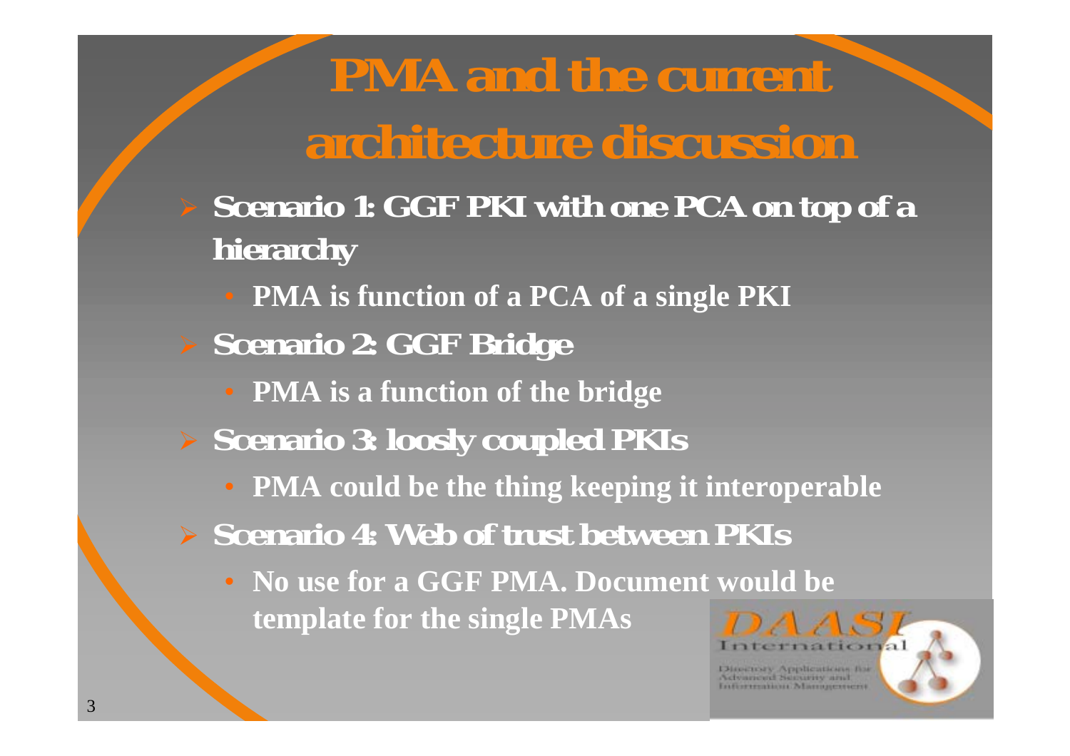# PMA and the current architecture discussion

- **Scenario 1: GGF PKI with one PCA on top of a hierarchy**
  - **PMA is function of a PCA of a single PKI**
- **Scenario 2: GGF Bridge**
  - **PMA is a function of the bridge**
- **Scenario 3: loosly coupled PKIs**
  - **PMA could be the thing keeping it interoperable**
- **Scenario 4: Web of trust between PKIs**
  - **No use for a GGF PMA. Document would be template for the single PMAs**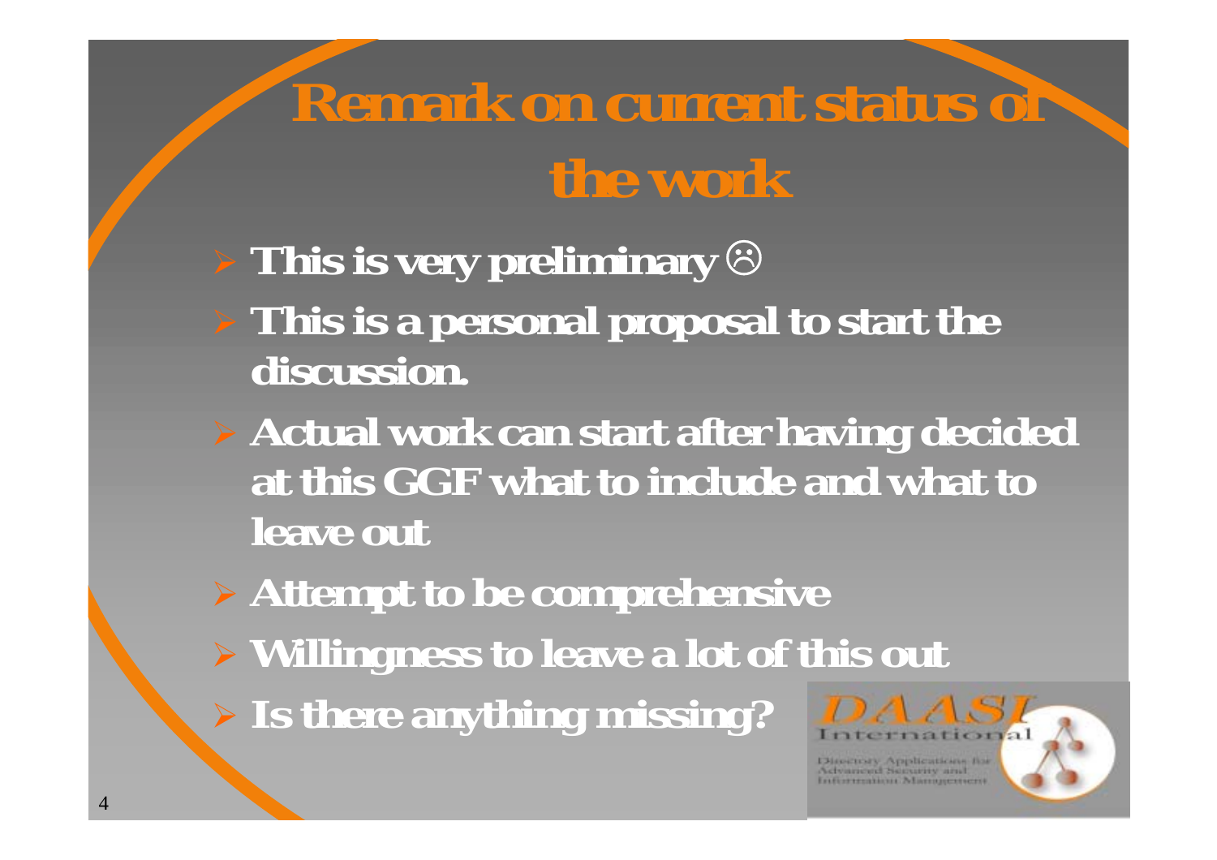# Remark on current status of the work

- This is very preliminary ☹
- This is a personal proposal to start the discussion.
- Actual work can start after having decided at this GGF what to include and what to leave out
- Attempt to be comprehensive
- Willingness to leave a lot of this out
- Is there anything missing?

DAASI International

Directory Applications for Advanced Security and Information Management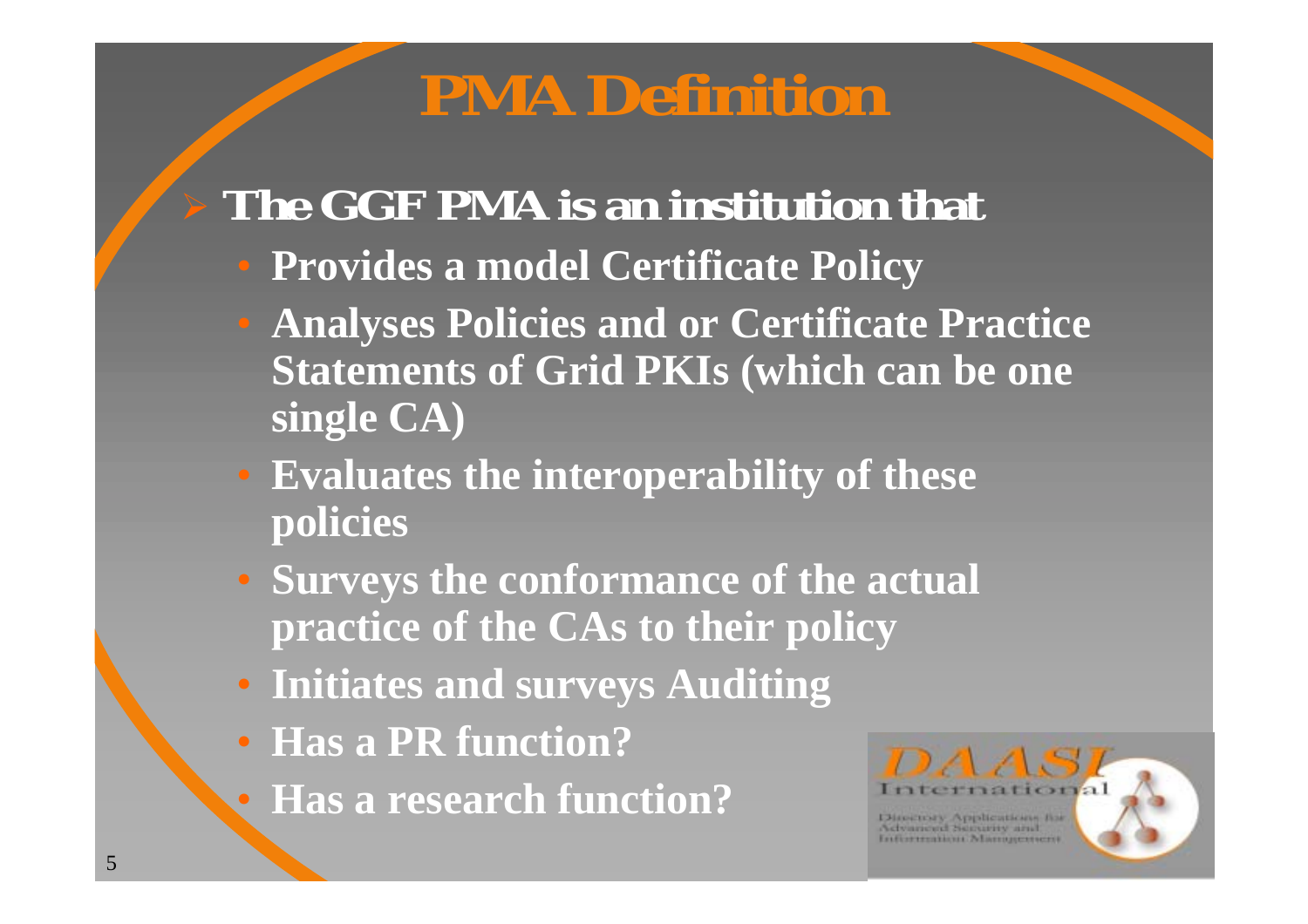# PMA Definition

- **The GGF PMA is an institution that**
  - **Provides a model Certificate Policy**
  - **Analyses Policies and or Certificate Practice Statements of Grid PKIs (which can be one single CA)**
  - **Evaluates the interoperability of these policies**
  - **Surveys the conformance of the actual practice of the CAs to their policy**
  - **Initiates and surveys Auditing**
  - **Has a PR function?**
  - **Has a research function?**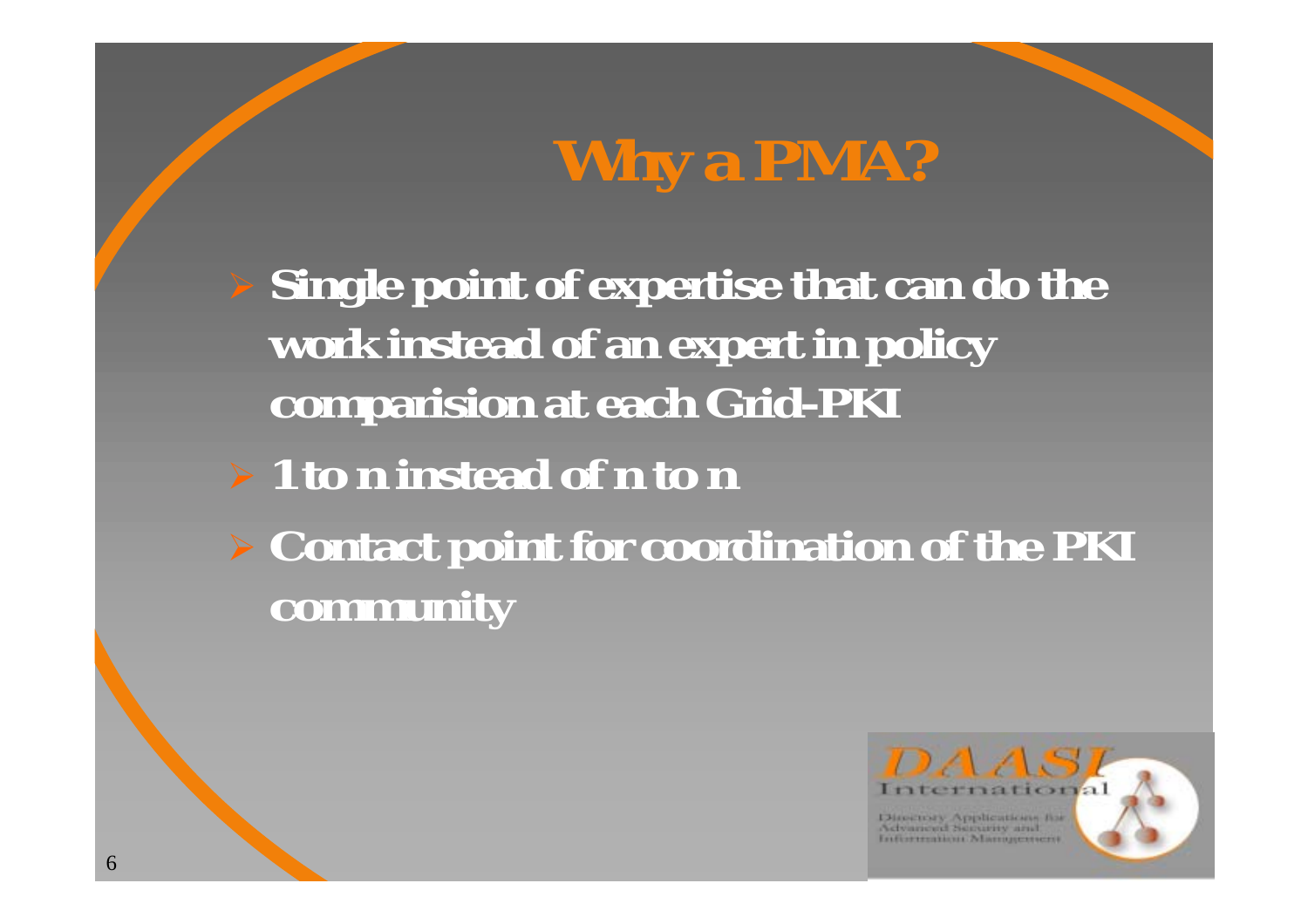# Why a PMA?

- Single point of expertise that can do the work instead of an expert in policy comparision at each Grid-PKI
- 1 to n instead of n to n
- Contact point for coordination of the PKI community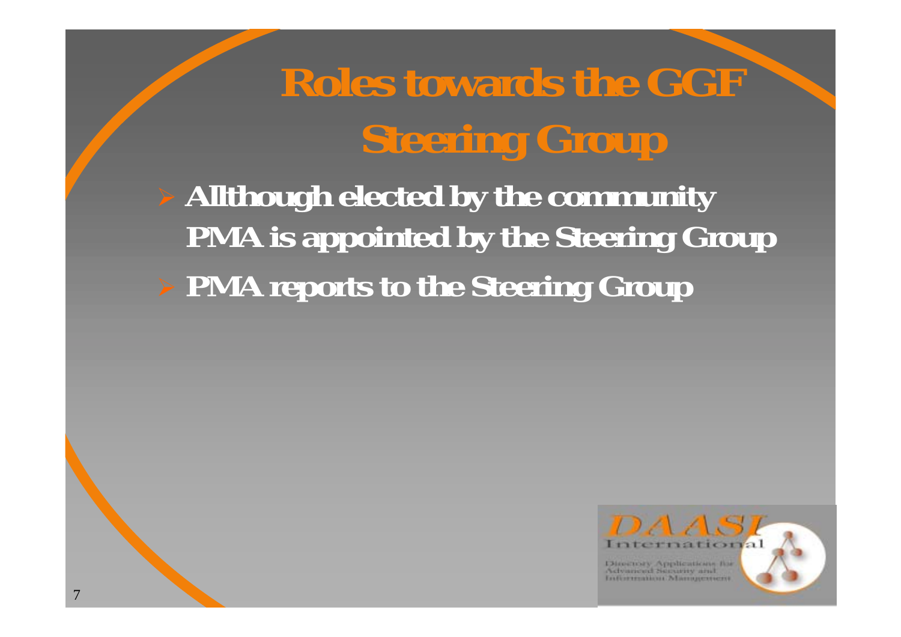# Roles towards the GGF Steering Group

- Allthough elected by the community PMA is appointed by the Steering Group
- PMA reports to the Steering Group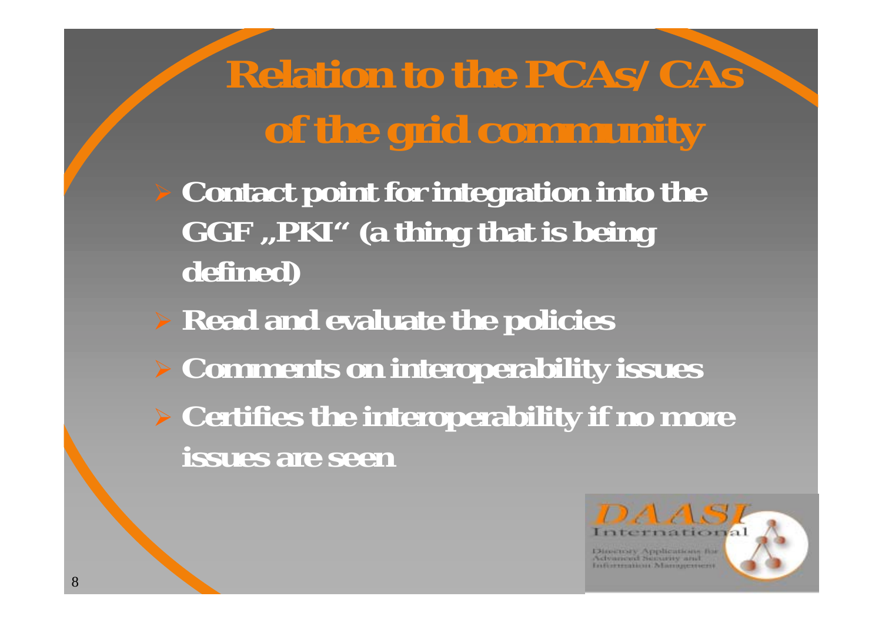# Relation to the PCAs/CAs of the grid community

- Contact point for integration into the GGF „PKI“ (a thing that is being defined)
- Read and evaluate the policies
- Comments on interoperability issues
- Certifies the interoperability if no more issues are seen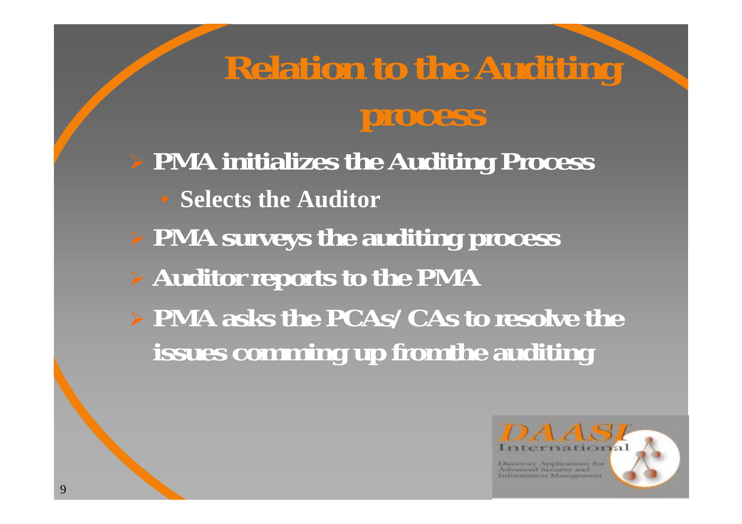# Relation to the Auditing process

- **PMA initializes the Auditing Process**
  - **Selects the Auditor**
- **PMA surveys the auditing process**
- **Auditor reports to the PMA**
- **PMA asks the PCAs/CAs to resolve the issues comming up from the auditing**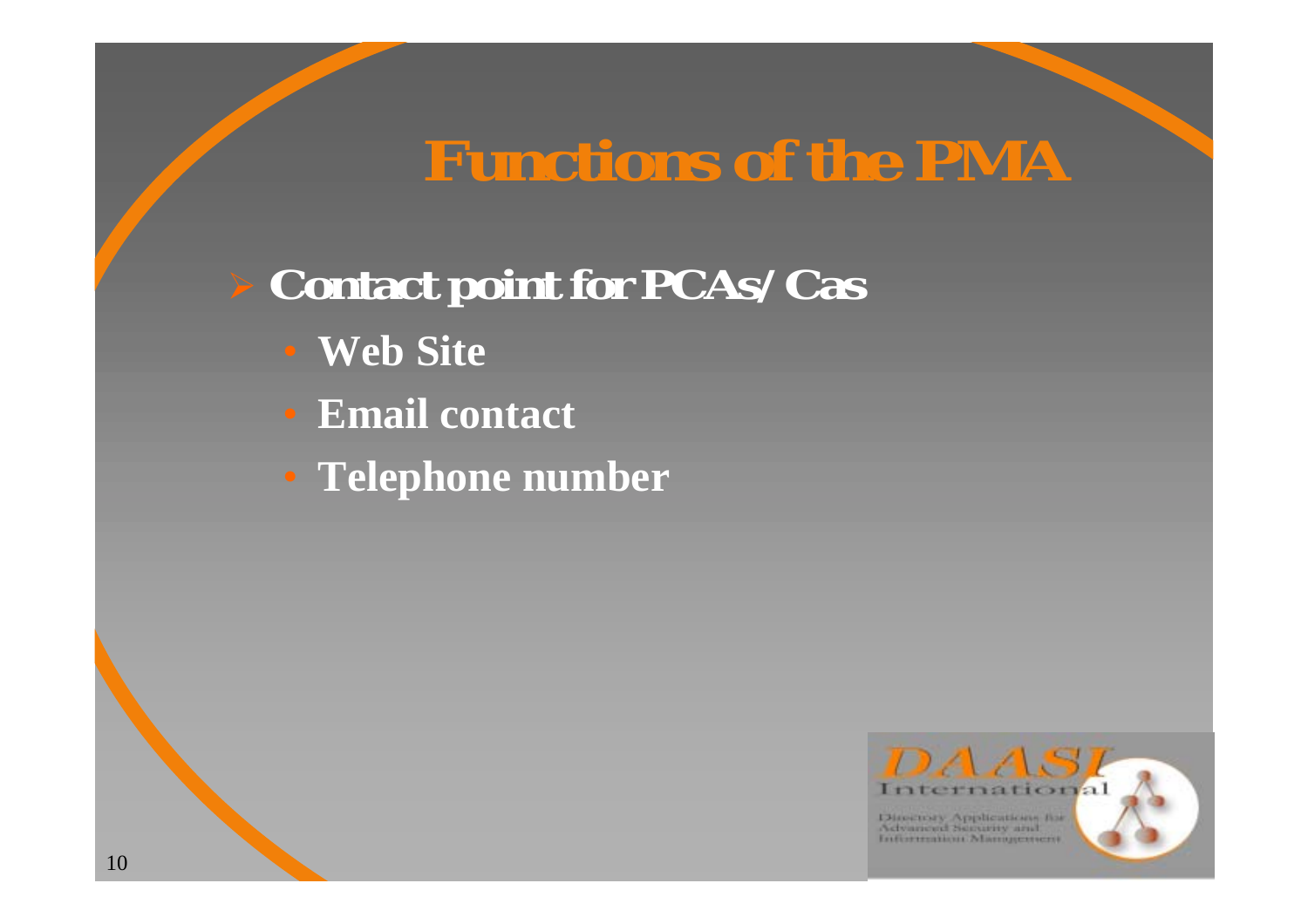# Functions of the PMA

- **Contact point for PCAs/Cas**
  - **Web Site**
  - **Email contact**
  - **Telephone number**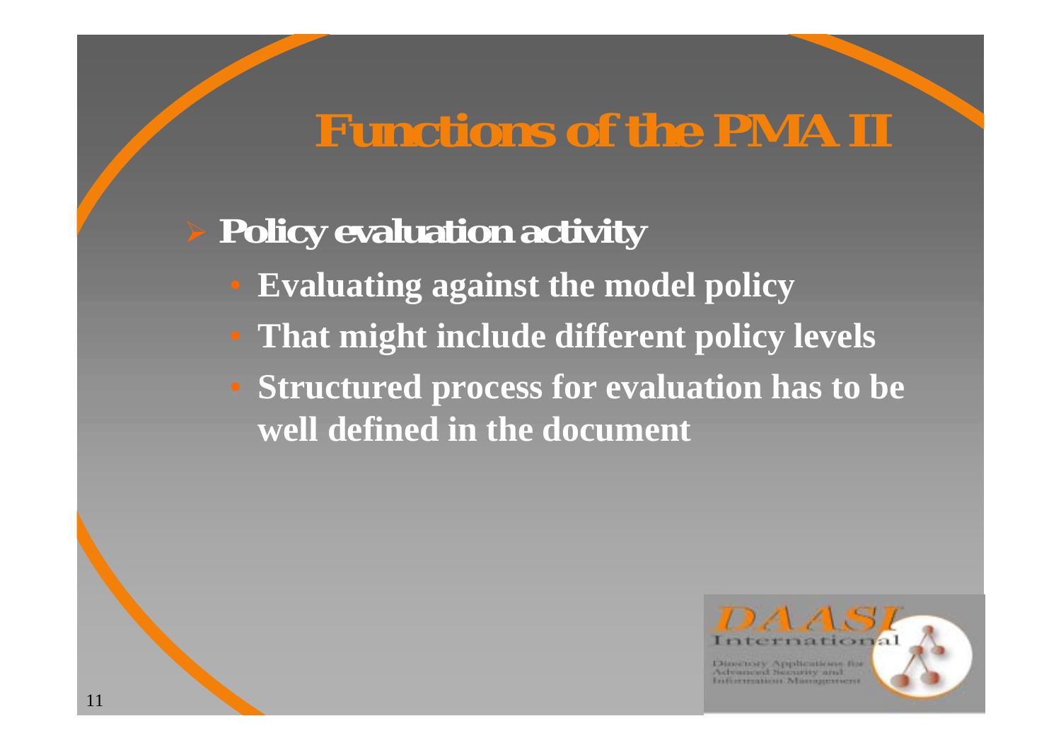# Functions of the PMA II

- **Policy evaluation activity**
  - **Evaluating against the model policy**
  - **That might include different policy levels**
  - **Structured process for evaluation has to be well defined in the document**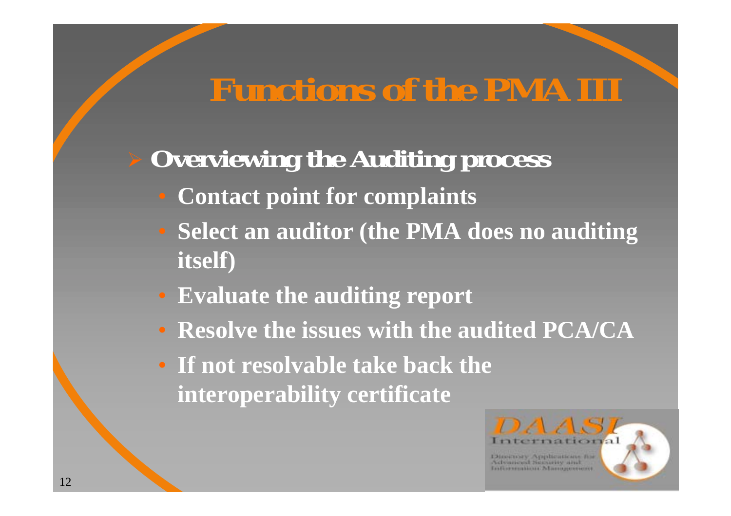# Functions of the PMA III

- **Overviewing the Auditing process**
  - **Contact point for complaints**
  - **Select an auditor (the PMA does no auditing itself)**
  - **Evaluate the auditing report**
  - **Resolve the issues with the audited PCA/CA**
  - **If not resolvable take back the interoperability certificate**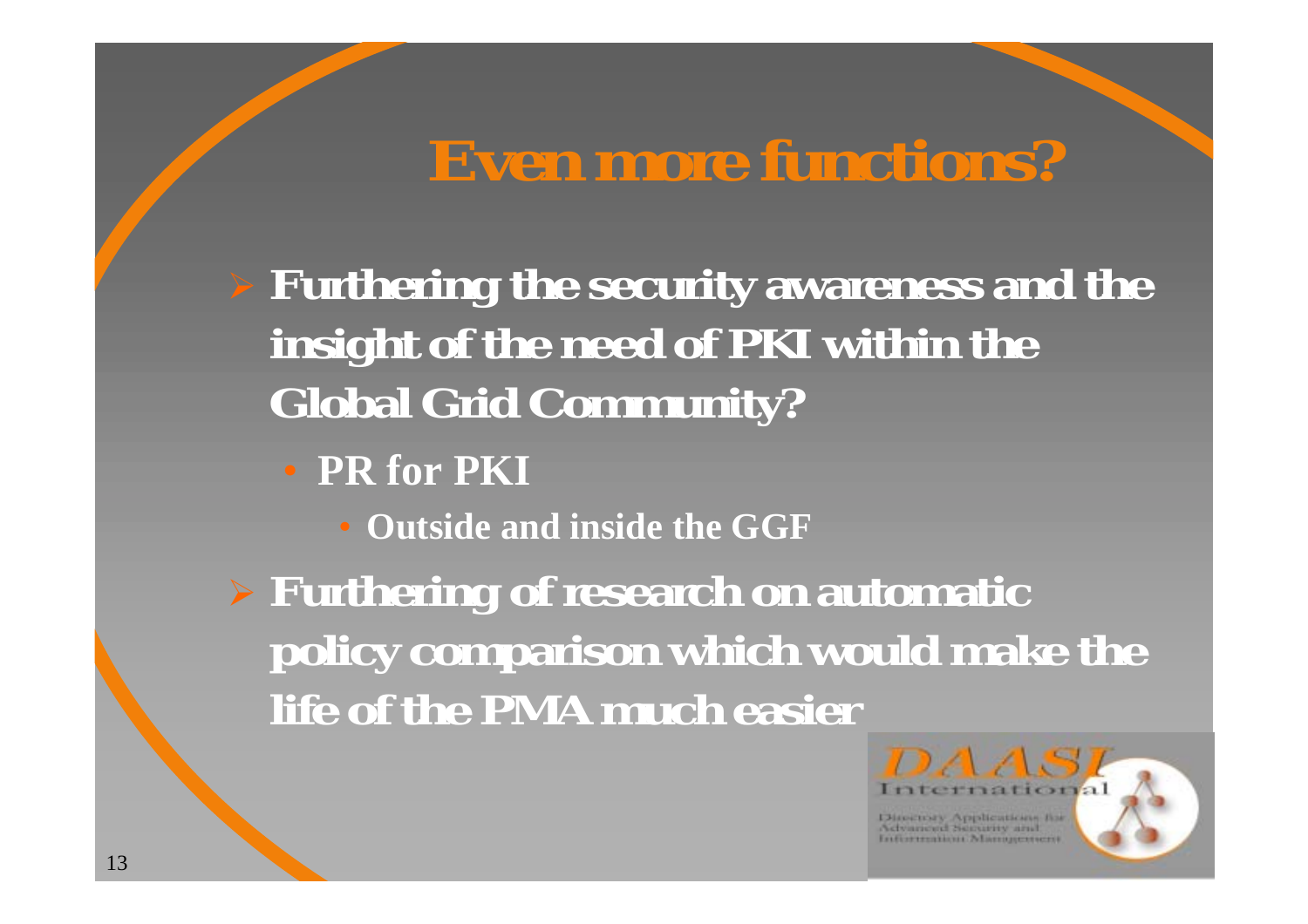# Even more functions?

- **Furthering the security awareness and the insight of the need of PKI within the Global Grid Community?**
  - **PR for PKI**
    - **Outside and inside the GGF**
- **Furthering of research on automatic policy comparison which would make the life of the PMA much easier**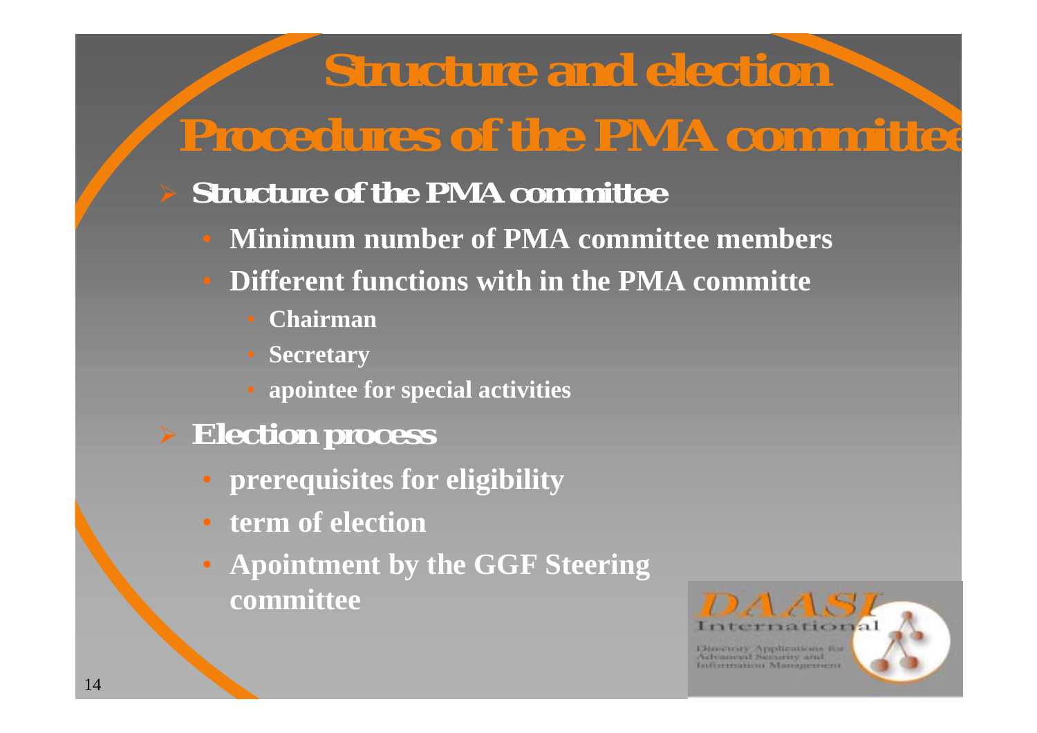# Structure and election Procedures of the PMA committee

- **Structure of the PMA committee**
  - **Minimum number of PMA committee members**
  - **Different functions with in the PMA committe**
    - **Chairman**
    - **Secretary**
    - **apointee for special activities**
- **Election process**
  - **prerequisites for eligibility**
  - **term of election**
  - **Apointment by the GGF Steering committee**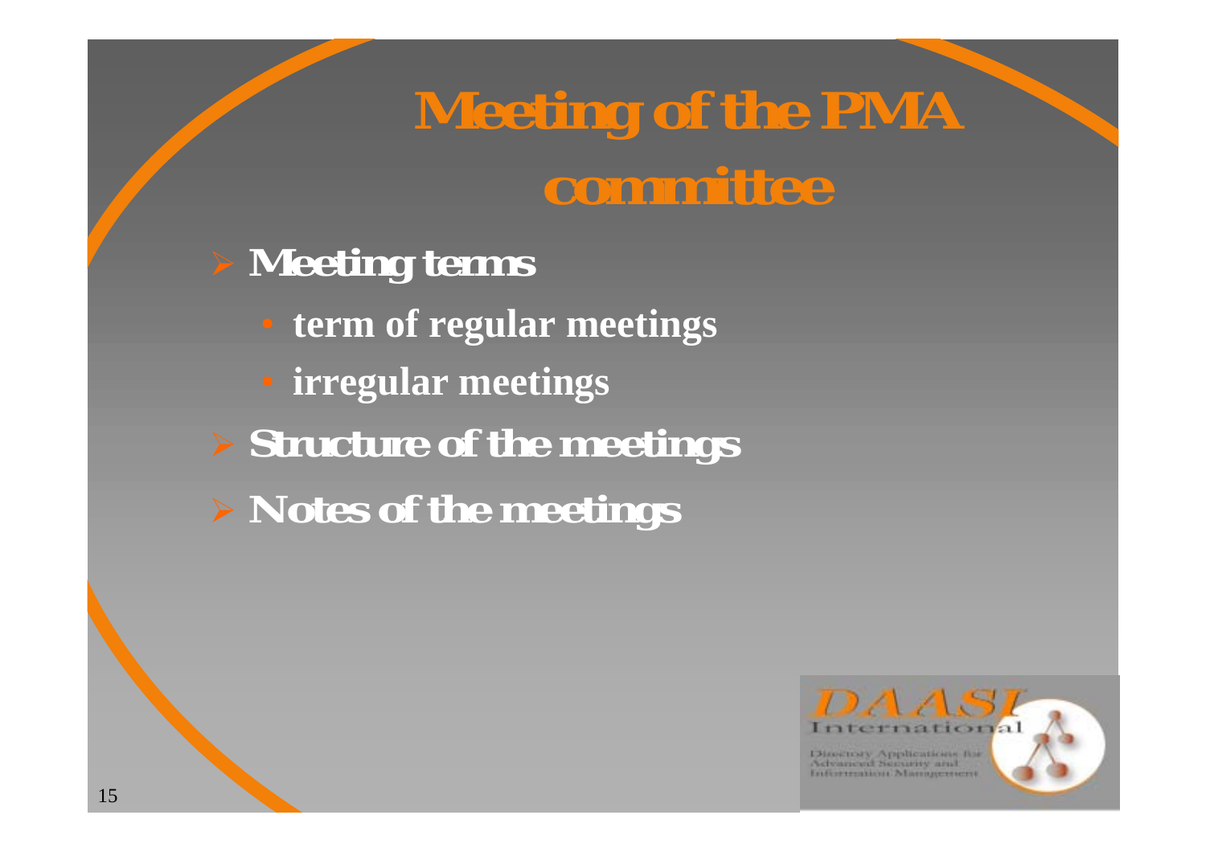# Meeting of the PMA committee

- **Meeting terms**
  - **term of regular meetings**
  - **irregular meetings**
- **Structure of the meetings**
- **Notes of the meetings**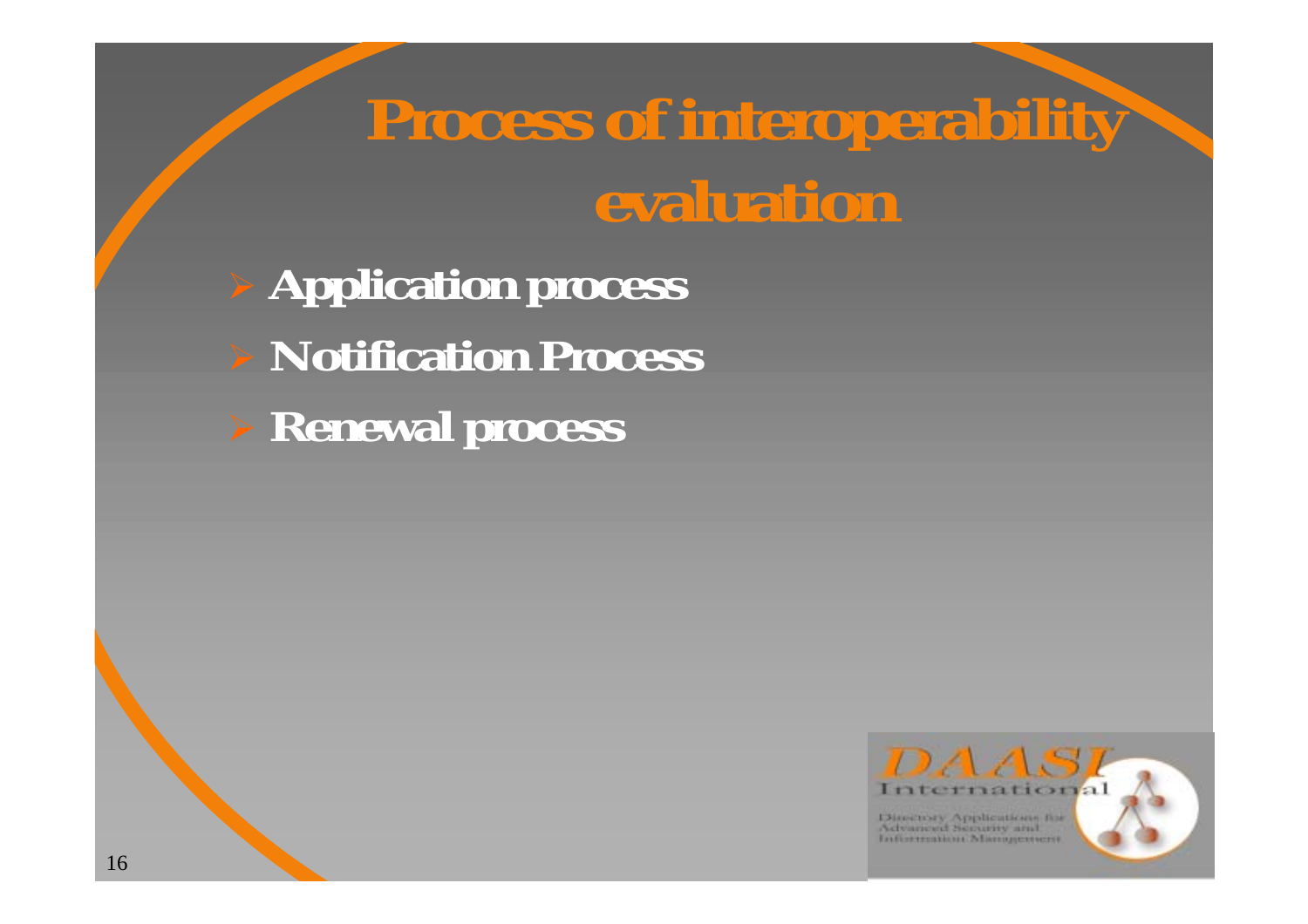# Process of interoperability evaluation

- **Application process**
- **Notification Process**
- **Renewal process**